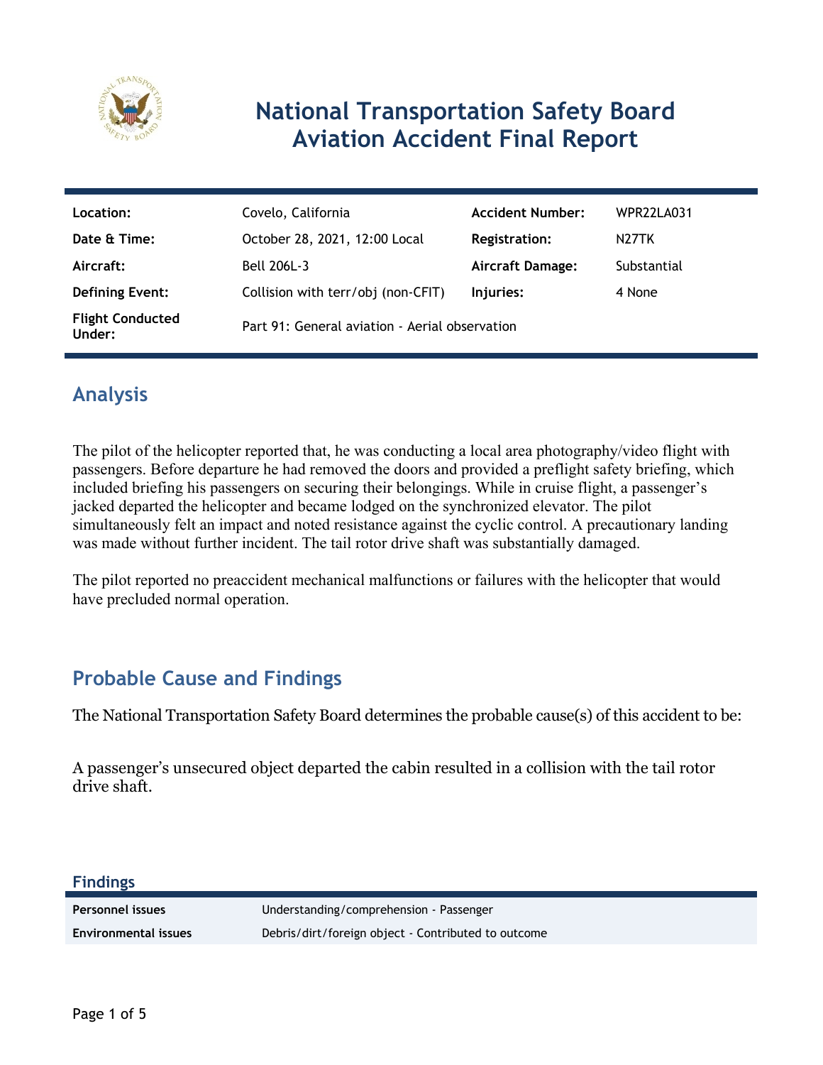# National Transportation Safety Board Aviation Accident Final Report

| Location: | Covelo, California | Accident Number: | WPR22LA031 |
|---|---|---|---|
| Date & Time: | October 28, 2021, 12:00 Local | Registration: | N27TK |
| Aircraft: | Bell 206L-3 | Aircraft Damage: | Substantial |
| Defining Event: | Collision with terr/obj (non-CFIT) | Injuries: | 4 None |
| Flight Conducted Under: | Part 91: General aviation - Aerial observation | | |

## Analysis

The pilot of the helicopter reported that, he was conducting a local area photography/video flight with passengers. Before departure he had removed the doors and provided a preflight safety briefing, which included briefing his passengers on securing their belongings. While in cruise flight, a passenger's jacked departed the helicopter and became lodged on the synchronized elevator. The pilot simultaneously felt an impact and noted resistance against the cyclic control. A precautionary landing was made without further incident. The tail rotor drive shaft was substantially damaged.

The pilot reported no preaccident mechanical malfunctions or failures with the helicopter that would have precluded normal operation.

## Probable Cause and Findings

The National Transportation Safety Board determines the probable cause(s) of this accident to be:

A passenger's unsecured object departed the cabin resulted in a collision with the tail rotor drive shaft.

### Findings

| | |
|---|---|
| **Personnel issues** | Understanding/comprehension - Passenger |
| **Environmental issues** | Debris/dirt/foreign object - Contributed to outcome |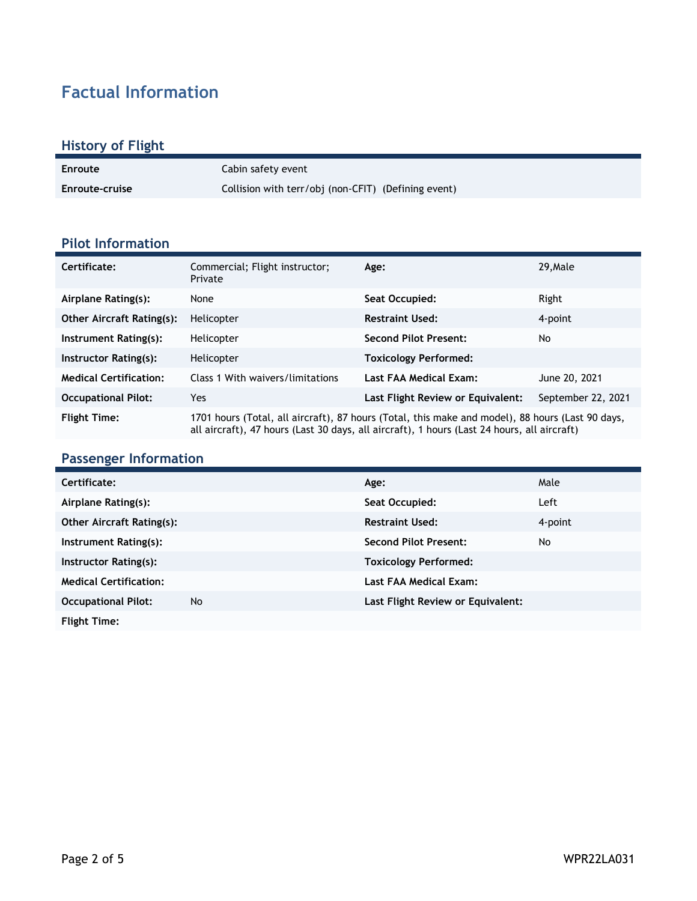# Factual Information

## History of Flight

| | |
|---|---|
| Enroute | Cabin safety event |
| Enroute-cruise | Collision with terr/obj (non-CFIT) (Defining event) |

## Pilot Information

| | | | |
|---|---|---|---|
| **Certificate:** | Commercial; Flight instructor; Private | **Age:** | 29,Male |
| **Airplane Rating(s):** | None | **Seat Occupied:** | Right |
| **Other Aircraft Rating(s):** | Helicopter | **Restraint Used:** | 4-point |
| **Instrument Rating(s):** | Helicopter | **Second Pilot Present:** | No |
| **Instructor Rating(s):** | Helicopter | **Toxicology Performed:** | |
| **Medical Certification:** | Class 1 With waivers/limitations | **Last FAA Medical Exam:** | June 20, 2021 |
| **Occupational Pilot:** | Yes | **Last Flight Review or Equivalent:** | September 22, 2021 |
| **Flight Time:** | 1701 hours (Total, all aircraft), 87 hours (Total, this make and model), 88 hours (Last 90 days, all aircraft), 47 hours (Last 30 days, all aircraft), 1 hours (Last 24 hours, all aircraft) | | |

## Passenger Information

| | | | |
|---|---|---|---|
| **Certificate:** | | **Age:** | Male |
| **Airplane Rating(s):** | | **Seat Occupied:** | Left |
| **Other Aircraft Rating(s):** | | **Restraint Used:** | 4-point |
| **Instrument Rating(s):** | | **Second Pilot Present:** | No |
| **Instructor Rating(s):** | | **Toxicology Performed:** | |
| **Medical Certification:** | | **Last FAA Medical Exam:** | |
| **Occupational Pilot:** | No | **Last Flight Review or Equivalent:** | |
| **Flight Time:** | | | |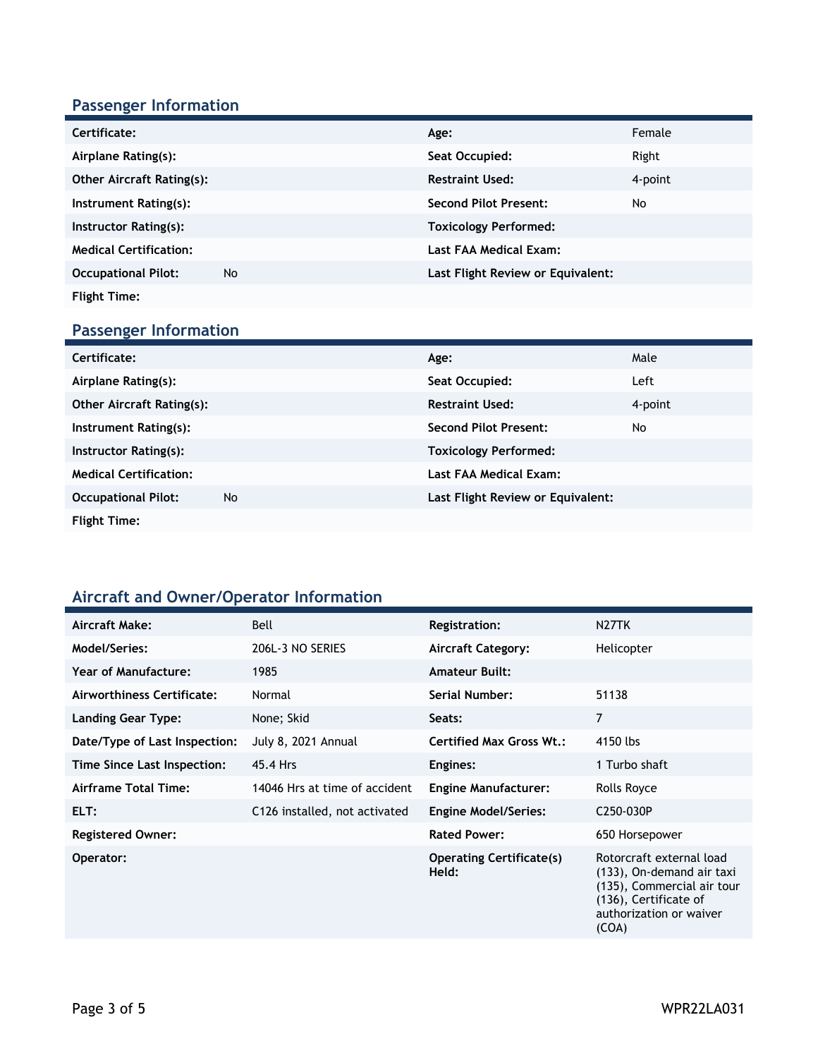## Passenger Information

| | | | |
|---|---|---|---|
| **Certificate:** | | **Age:** | Female |
| **Airplane Rating(s):** | | **Seat Occupied:** | Right |
| **Other Aircraft Rating(s):** | | **Restraint Used:** | 4-point |
| **Instrument Rating(s):** | | **Second Pilot Present:** | No |
| **Instructor Rating(s):** | | **Toxicology Performed:** | |
| **Medical Certification:** | | **Last FAA Medical Exam:** | |
| **Occupational Pilot:** | No | **Last Flight Review or Equivalent:** | |
| **Flight Time:** | | | |

## Passenger Information

| | | | |
|---|---|---|---|
| **Certificate:** | | **Age:** | Male |
| **Airplane Rating(s):** | | **Seat Occupied:** | Left |
| **Other Aircraft Rating(s):** | | **Restraint Used:** | 4-point |
| **Instrument Rating(s):** | | **Second Pilot Present:** | No |
| **Instructor Rating(s):** | | **Toxicology Performed:** | |
| **Medical Certification:** | | **Last FAA Medical Exam:** | |
| **Occupational Pilot:** | No | **Last Flight Review or Equivalent:** | |
| **Flight Time:** | | | |

## Aircraft and Owner/Operator Information

| | | | |
|---|---|---|---|
| **Aircraft Make:** | Bell | **Registration:** | N27TK |
| **Model/Series:** | 206L-3 NO SERIES | **Aircraft Category:** | Helicopter |
| **Year of Manufacture:** | 1985 | **Amateur Built:** | |
| **Airworthiness Certificate:** | Normal | **Serial Number:** | 51138 |
| **Landing Gear Type:** | None; Skid | **Seats:** | 7 |
| **Date/Type of Last Inspection:** | July 8, 2021 Annual | **Certified Max Gross Wt.:** | 4150 lbs |
| **Time Since Last Inspection:** | 45.4 Hrs | **Engines:** | 1 Turbo shaft |
| **Airframe Total Time:** | 14046 Hrs at time of accident | **Engine Manufacturer:** | Rolls Royce |
| **ELT:** | C126 installed, not activated | **Engine Model/Series:** | C250-030P |
| **Registered Owner:** | | **Rated Power:** | 650 Horsepower |
| **Operator:** | | **Operating Certificate(s) Held:** | Rotorcraft external load (133), On-demand air taxi (135), Commercial air tour (136), Certificate of authorization or waiver (COA) |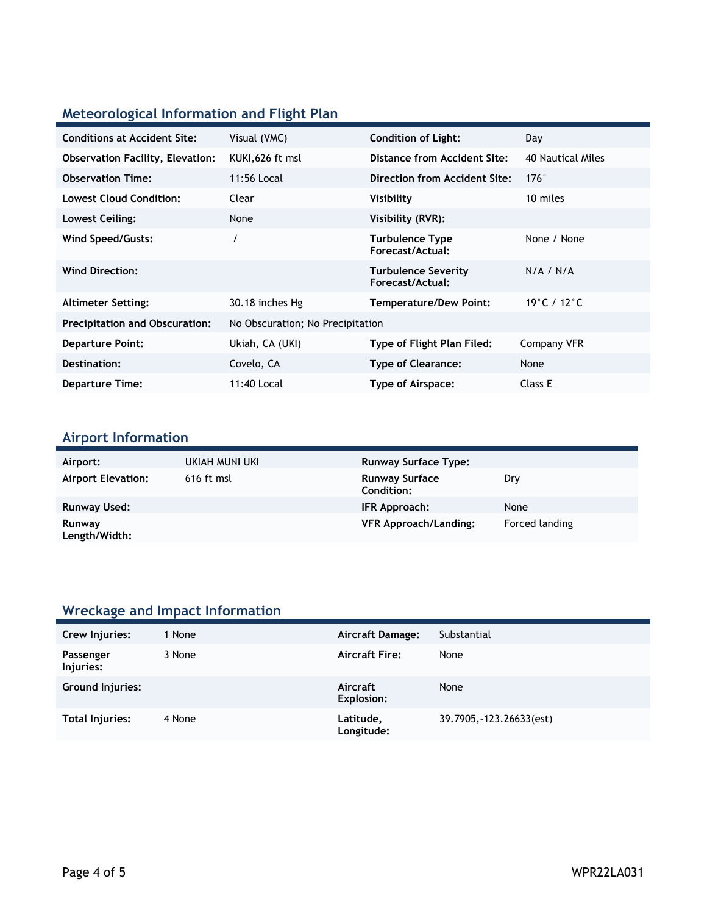## Meteorological Information and Flight Plan

| Conditions at Accident Site: | Visual (VMC) | Condition of Light: | Day |
| --- | --- | --- | --- |
| Observation Facility, Elevation: | KUKI,626 ft msl | Distance from Accident Site: | 40 Nautical Miles |
| Observation Time: | 11:56 Local | Direction from Accident Site: | 176° |
| Lowest Cloud Condition: | Clear | Visibility | 10 miles |
| Lowest Ceiling: | None | Visibility (RVR): | |
| Wind Speed/Gusts: | / | Turbulence Type Forecast/Actual: | None / None |
| Wind Direction: | | Turbulence Severity Forecast/Actual: | N/A / N/A |
| Altimeter Setting: | 30.18 inches Hg | Temperature/Dew Point: | 19°C / 12°C |
| Precipitation and Obscuration: | No Obscuration; No Precipitation | | |
| Departure Point: | Ukiah, CA (UKI) | Type of Flight Plan Filed: | Company VFR |
| Destination: | Covelo, CA | Type of Clearance: | None |
| Departure Time: | 11:40 Local | Type of Airspace: | Class E |

## Airport Information

| Airport: | UKIAH MUNI UKI | Runway Surface Type: | |
| --- | --- | --- | --- |
| Airport Elevation: | 616 ft msl | Runway Surface Condition: | Dry |
| Runway Used: | | IFR Approach: | None |
| Runway Length/Width: | | VFR Approach/Landing: | Forced landing |

## Wreckage and Impact Information

| Crew Injuries: | 1 None | Aircraft Damage: | Substantial |
| --- | --- | --- | --- |
| Passenger Injuries: | 3 None | Aircraft Fire: | None |
| Ground Injuries: | | Aircraft Explosion: | None |
| Total Injuries: | 4 None | Latitude, Longitude: | 39.7905,-123.26633(est) |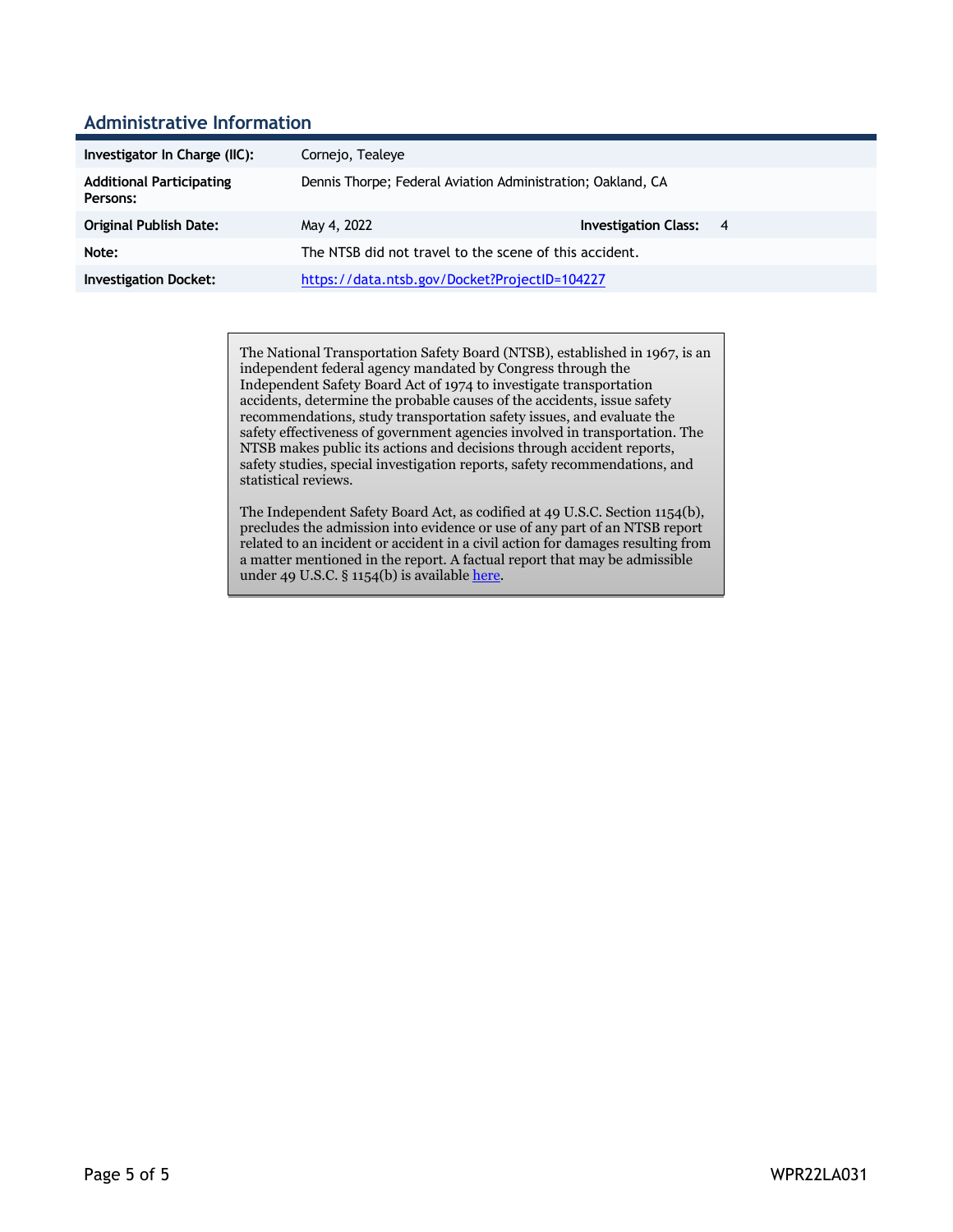## Administrative Information

| | | | |
|---|---|---|---|
| **Investigator In Charge (IIC):** | Cornejo, Tealeye | | |
| **Additional Participating Persons:** | Dennis Thorpe; Federal Aviation Administration; Oakland, CA | | |
| **Original Publish Date:** | May 4, 2022 | **Investigation Class:** | 4 |
| **Note:** | The NTSB did not travel to the scene of this accident. | | |
| **Investigation Docket:** | [https://data.ntsb.gov/Docket?ProjectID=104227](https://data.ntsb.gov/Docket?ProjectID=104227) | | |

The National Transportation Safety Board (NTSB), established in 1967, is an independent federal agency mandated by Congress through the Independent Safety Board Act of 1974 to investigate transportation accidents, determine the probable causes of the accidents, issue safety recommendations, study transportation safety issues, and evaluate the safety effectiveness of government agencies involved in transportation. The NTSB makes public its actions and decisions through accident reports, safety studies, special investigation reports, safety recommendations, and statistical reviews.

The Independent Safety Board Act, as codified at 49 U.S.C. Section 1154(b), precludes the admission into evidence or use of any part of an NTSB report related to an incident or accident in a civil action for damages resulting from a matter mentioned in the report. A factual report that may be admissible under 49 U.S.C. § 1154(b) is available here.